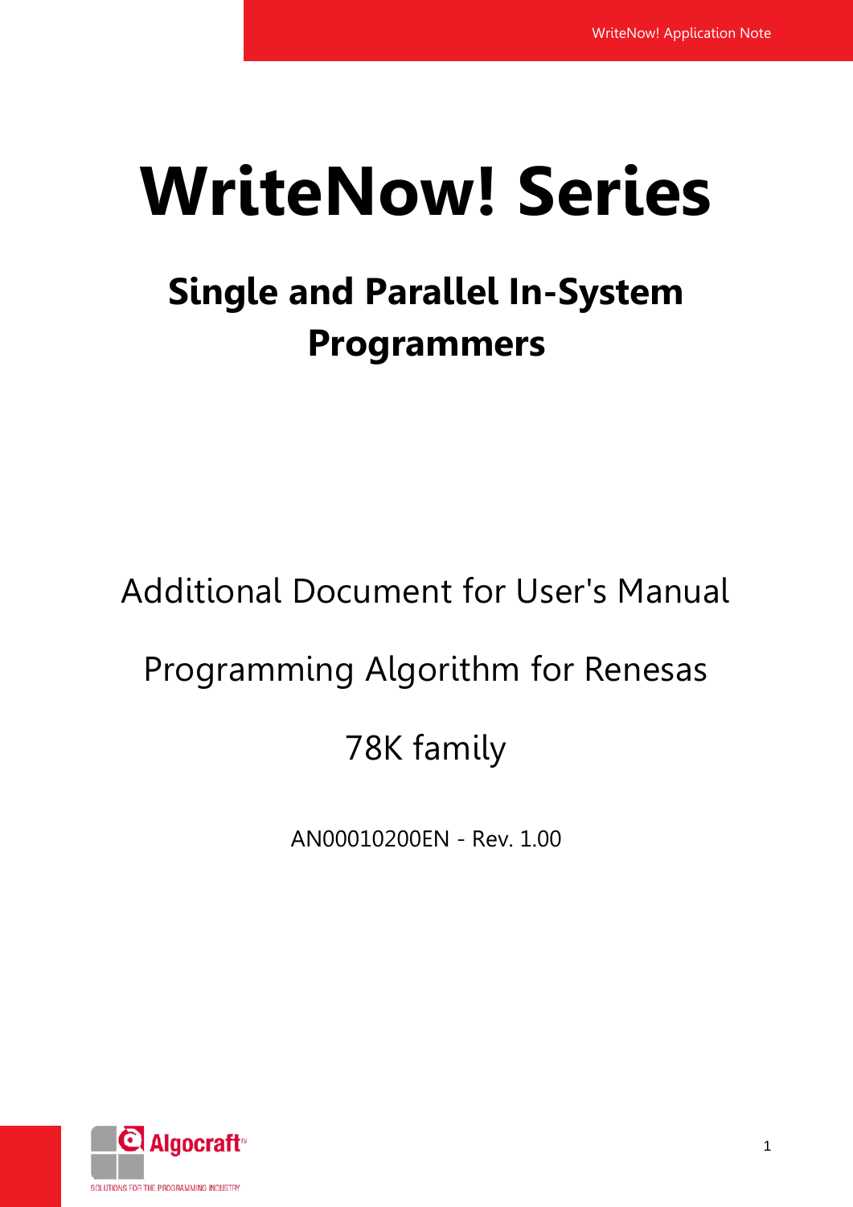# WriteNow! Series

## Single and Parallel In-System Programmers

Additional Document for User's Manual

Programming Algorithm for Renesas

78K family

AN00010200EN - Rev. 1.00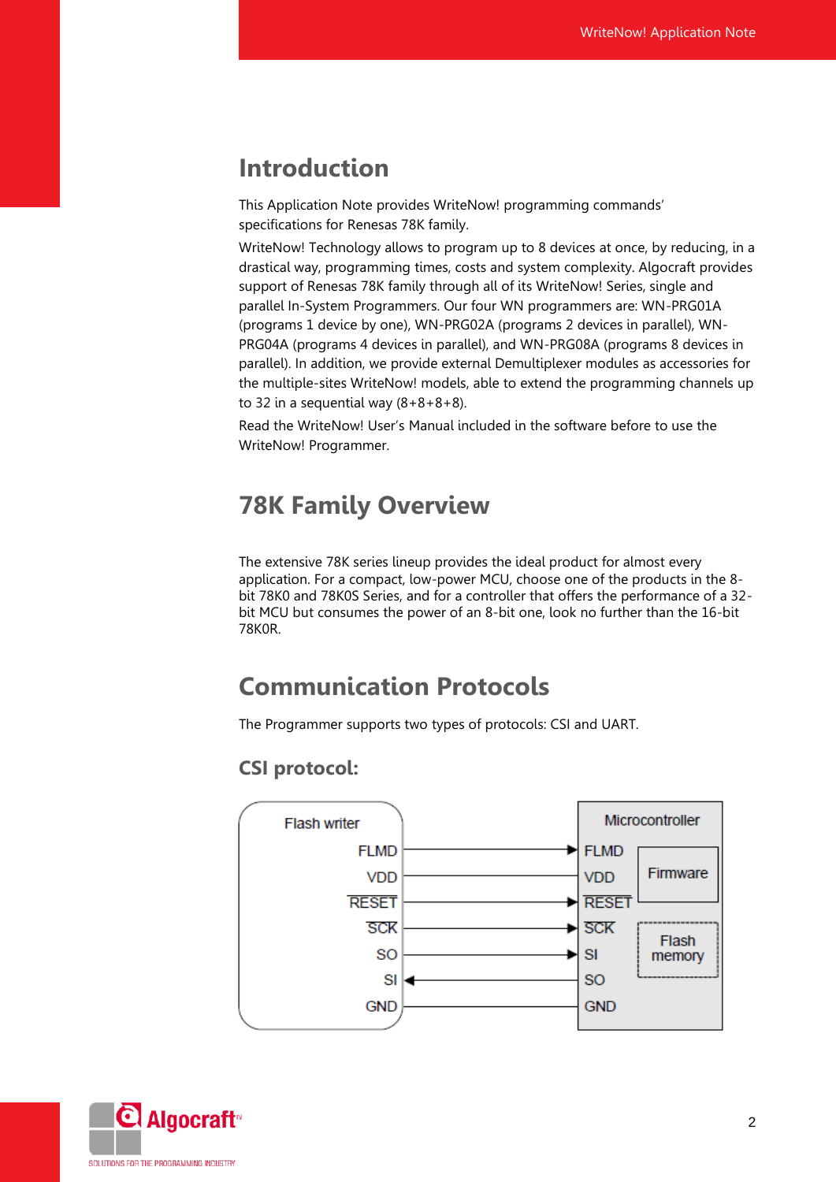## Introduction

This Application Note provides WriteNow! programming commands' specifications for Renesas 78K family.

WriteNow! Technology allows to program up to 8 devices at once, by reducing, in a drastical way, programming times, costs and system complexity. Algocraft provides support of Renesas 78K family through all of its WriteNow! Series, single and parallel In-System Programmers. Our four WN programmers are: WN-PRG01A (programs 1 device by one), WN-PRG02A (programs 2 devices in parallel), WN-PRG04A (programs 4 devices in parallel), and WN-PRG08A (programs 8 devices in parallel). In addition, we provide external Demultiplexer modules as accessories for the multiple-sites WriteNow! models, able to extend the programming channels up to 32 in a sequential way (8+8+8+8).

Read the WriteNow! User's Manual included in the software before to use the WriteNow! Programmer.

## 78K Family Overview

The extensive 78K series lineup provides the ideal product for almost every application. For a compact, low-power MCU, choose one of the products in the 8-bit 78K0 and 78K0S Series, and for a controller that offers the performance of a 32-bit MCU but consumes the power of an 8-bit one, look no further than the 16-bit 78K0R.

## Communication Protocols

The Programmer supports two types of protocols: CSI and UART.

### CSI protocol:

| Flash writer | Direction | Microcontroller |
|---|---|---|
| FLMD | → | FLMD |
| VDD | — | VDD |
| RESET | → | RESET |
| SCK | → | SCK |
| SO | → | SI |
| SI | ← | SO |
| GND | — | GND |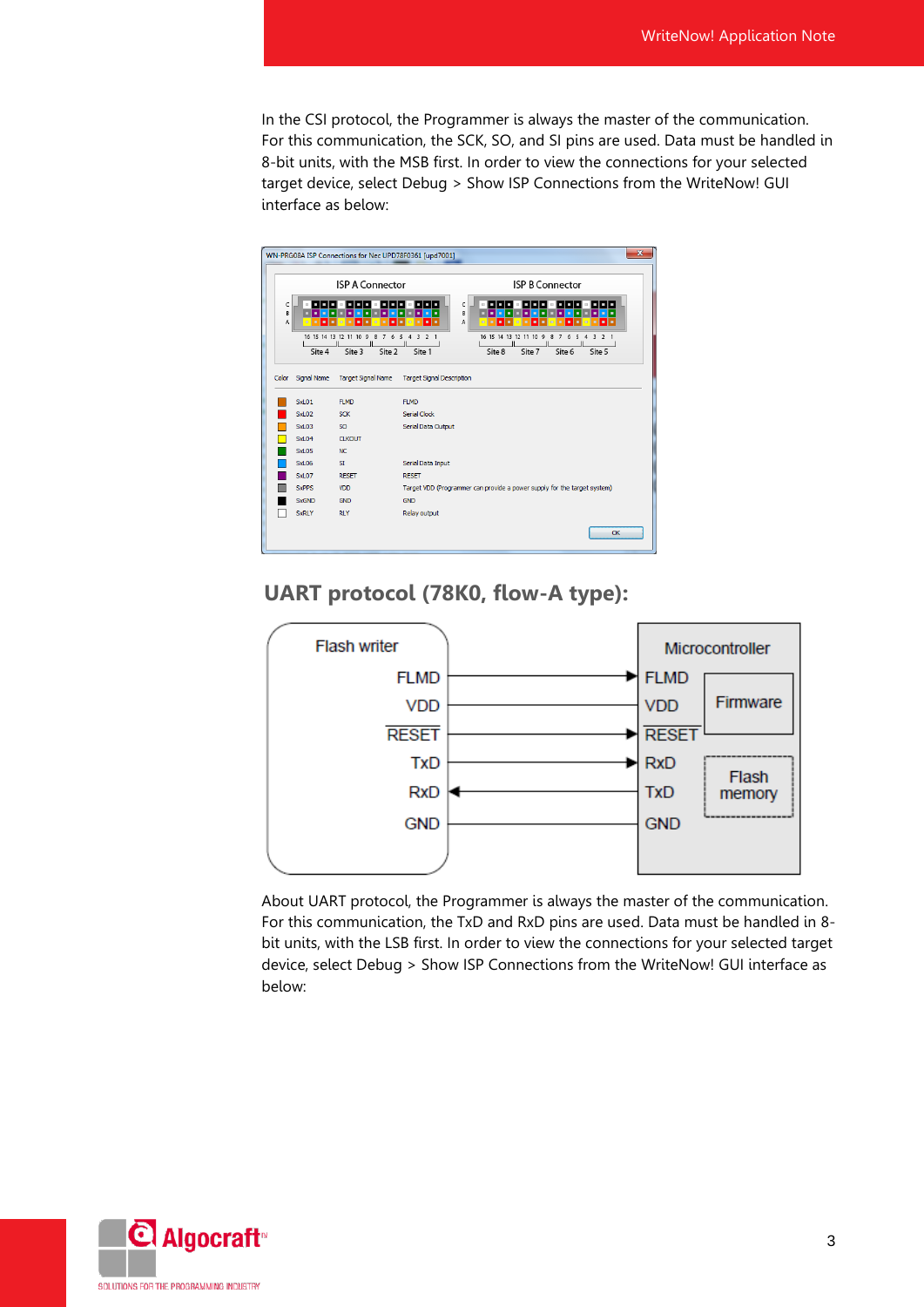In the CSI protocol, the Programmer is always the master of the communication. For this communication, the SCK, SO, and SI pins are used. Data must be handled in 8-bit units, with the MSB first. In order to view the connections for your selected target device, select Debug > Show ISP Connections from the WriteNow! GUI interface as below:

## UART protocol (78K0, flow-A type):

About UART protocol, the Programmer is always the master of the communication. For this communication, the TxD and RxD pins are used. Data must be handled in 8-bit units, with the LSB first. In order to view the connections for your selected target device, select Debug > Show ISP Connections from the WriteNow! GUI interface as below: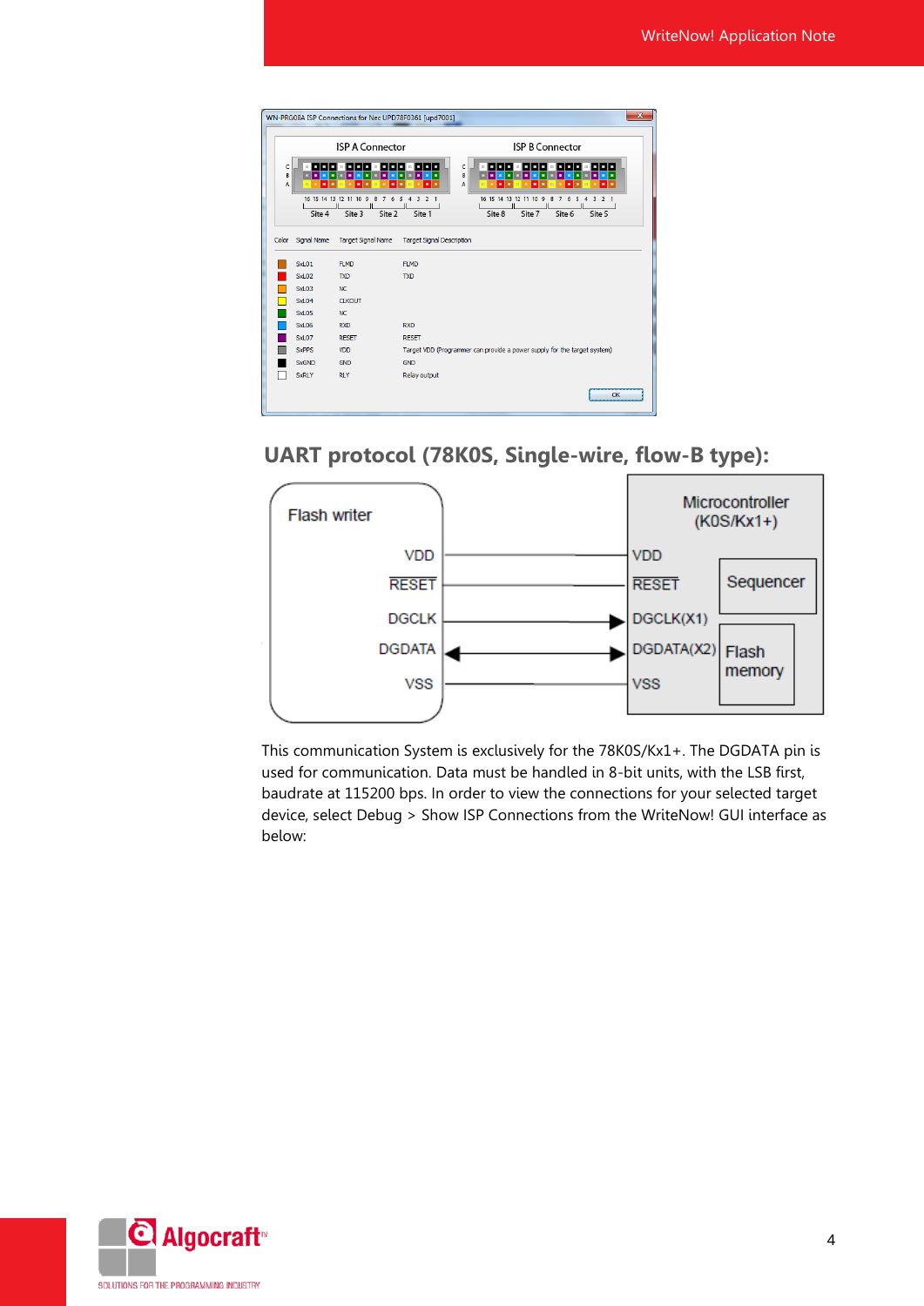WN-PRG08A ISP Connections for Nec UPD78F0361 [upd7001]

ISP A Connector

ISP B Connector

| Color | Signal Name | Target Signal Name | Target Signal Description |
| --- | --- | --- | --- |
| | SxL01 | FLMD | FLMD |
| | SxL02 | TXD | TXD |
| | SxL03 | NC | |
| | SxL04 | CLKOUT | |
| | SxL05 | NC | |
| | SxL06 | RXD | RXD |
| | SxL07 | RESET | RESET |
| | SxPPS | VDD | Target VDD (Programmer can provide a power supply for the target system) |
| | SxGND | GND | GND |
| | SxRLY | RLY | Relay output |

## UART protocol (78K0S, Single-wire, flow-B type):

This communication System is exclusively for the 78K0S/Kx1+. The DGDATA pin is used for communication. Data must be handled in 8-bit units, with the LSB first, baudrate at 115200 bps. In order to view the connections for your selected target device, select Debug > Show ISP Connections from the WriteNow! GUI interface as below: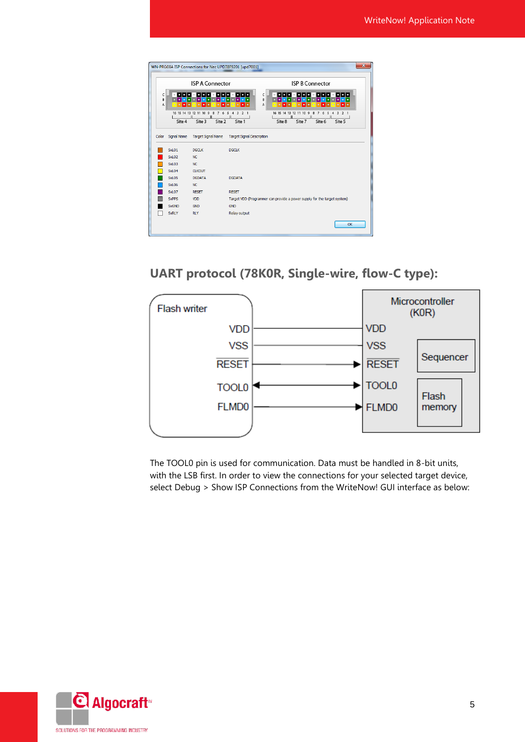| Color | Signal Name | Target Signal Name | Target Signal Description |
|---|---|---|---|
| | SxL01 | DGCLK | DGCLK |
| | SxL02 | NC | |
| | SxL03 | NC | |
| | SxL04 | CLKOUT | |
| | SxL05 | DGDATA | DGDATA |
| | SxL06 | NC | |
| | SxL07 | RESET | RESET |
| | SxPPS | VDD | Target VDD (Programmer can provide a power supply for the target system) |
| | SxGND | GND | GND |
| | SxRLY | RLY | Relay output |

## UART protocol (78K0R, Single-wire, flow-C type):

| Flash writer | | Microcontroller (K0R) |
|---|---|---|
| VDD | — | VDD |
| VSS | — | VSS |
| RESET | → | RESET |
| TOOL0 | ↔ | TOOL0 |
| FLMD0 | → | FLMD0 |

The TOOL0 pin is used for communication. Data must be handled in 8-bit units, with the LSB first. In order to view the connections for your selected target device, select Debug > Show ISP Connections from the WriteNow! GUI interface as below: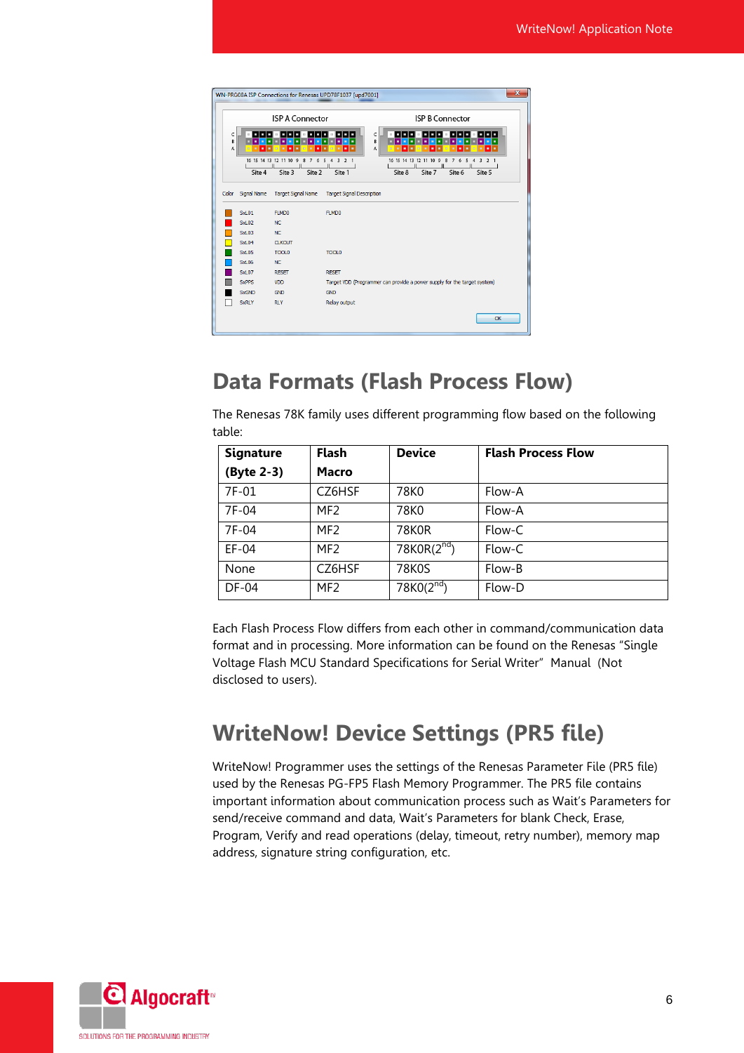## Data Formats (Flash Process Flow)

The Renesas 78K family uses different programming flow based on the following table:

| Signature (Byte 2-3) | Flash Macro | Device | Flash Process Flow |
|---|---|---|---|
| 7F-01 | CZ6HSF | 78K0 | Flow-A |
| 7F-04 | MF2 | 78K0 | Flow-A |
| 7F-04 | MF2 | 78K0R | Flow-C |
| EF-04 | MF2 | 78K0R(2nd) | Flow-C |
| None | CZ6HSF | 78K0S | Flow-B |
| DF-04 | MF2 | 78K0(2nd) | Flow-D |

Each Flash Process Flow differs from each other in command/communication data format and in processing. More information can be found on the Renesas "Single Voltage Flash MCU Standard Specifications for Serial Writer" Manual (Not disclosed to users).

## WriteNow! Device Settings (PR5 file)

WriteNow! Programmer uses the settings of the Renesas Parameter File (PR5 file) used by the Renesas PG-FP5 Flash Memory Programmer. The PR5 file contains important information about communication process such as Wait's Parameters for send/receive command and data, Wait's Parameters for blank Check, Erase, Program, Verify and read operations (delay, timeout, retry number), memory map address, signature string configuration, etc.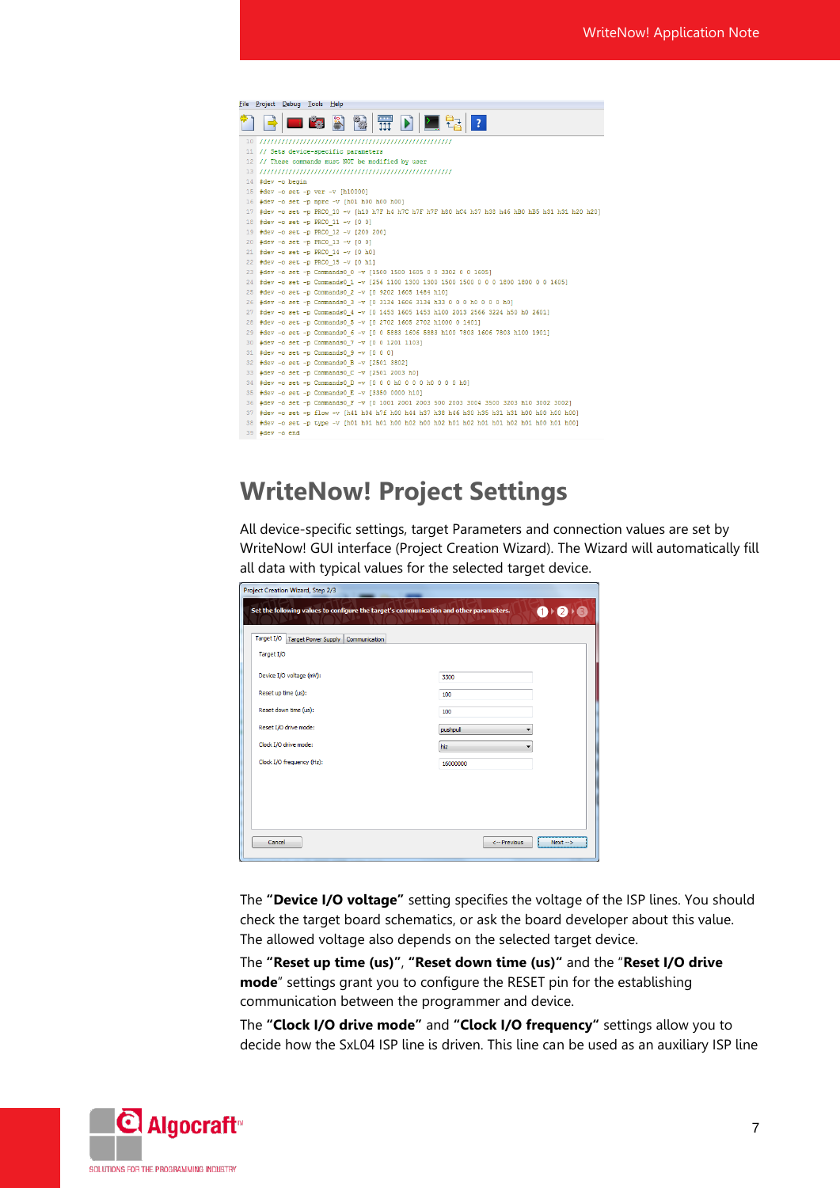## WriteNow! Project Settings

All device-specific settings, target Parameters and connection values are set by WriteNow! GUI interface (Project Creation Wizard). The Wizard will automatically fill all data with typical values for the selected target device.

The **"Device I/O voltage"** setting specifies the voltage of the ISP lines. You should check the target board schematics, or ask the board developer about this value. The allowed voltage also depends on the selected target device.

The **"Reset up time (us)"**, **"Reset down time (us)"** and the "**Reset I/O drive mode**" settings grant you to configure the RESET pin for the establishing communication between the programmer and device.

The **"Clock I/O drive mode"** and **"Clock I/O frequency"** settings allow you to decide how the SxL04 ISP line is driven. This line can be used as an auxiliary ISP line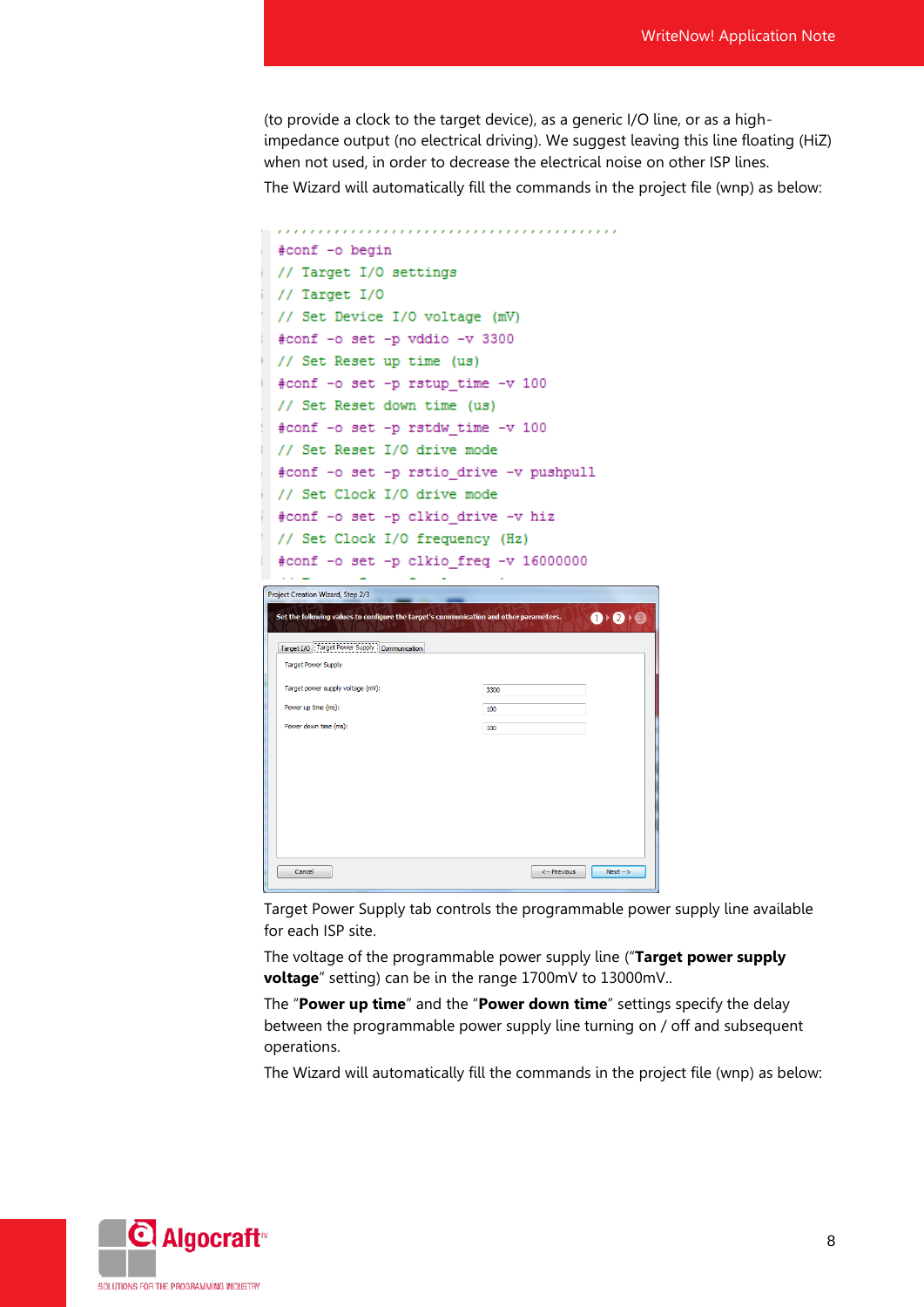(to provide a clock to the target device), as a generic I/O line, or as a high-impedance output (no electrical driving). We suggest leaving this line floating (HiZ) when not used, in order to decrease the electrical noise on other ISP lines.

The Wizard will automatically fill the commands in the project file (wnp) as below:

```
#conf -o begin
// Target I/O settings
// Target I/O
// Set Device I/O voltage (mV)
#conf -o set -p vddio -v 3300
// Set Reset up time (us)
#conf -o set -p rstup_time -v 100
// Set Reset down time (us)
#conf -o set -p rstdw_time -v 100
// Set Reset I/O drive mode
#conf -o set -p rstio_drive -v pushpull
// Set Clock I/O drive mode
#conf -o set -p clkio_drive -v hiz
// Set Clock I/O frequency (Hz)
#conf -o set -p clkio_freq -v 16000000
```

Target Power Supply tab controls the programmable power supply line available for each ISP site.

The voltage of the programmable power supply line ("**Target power supply voltage**" setting) can be in the range 1700mV to 13000mV..

The "**Power up time**" and the "**Power down time**" settings specify the delay between the programmable power supply line turning on / off and subsequent operations.

The Wizard will automatically fill the commands in the project file (wnp) as below: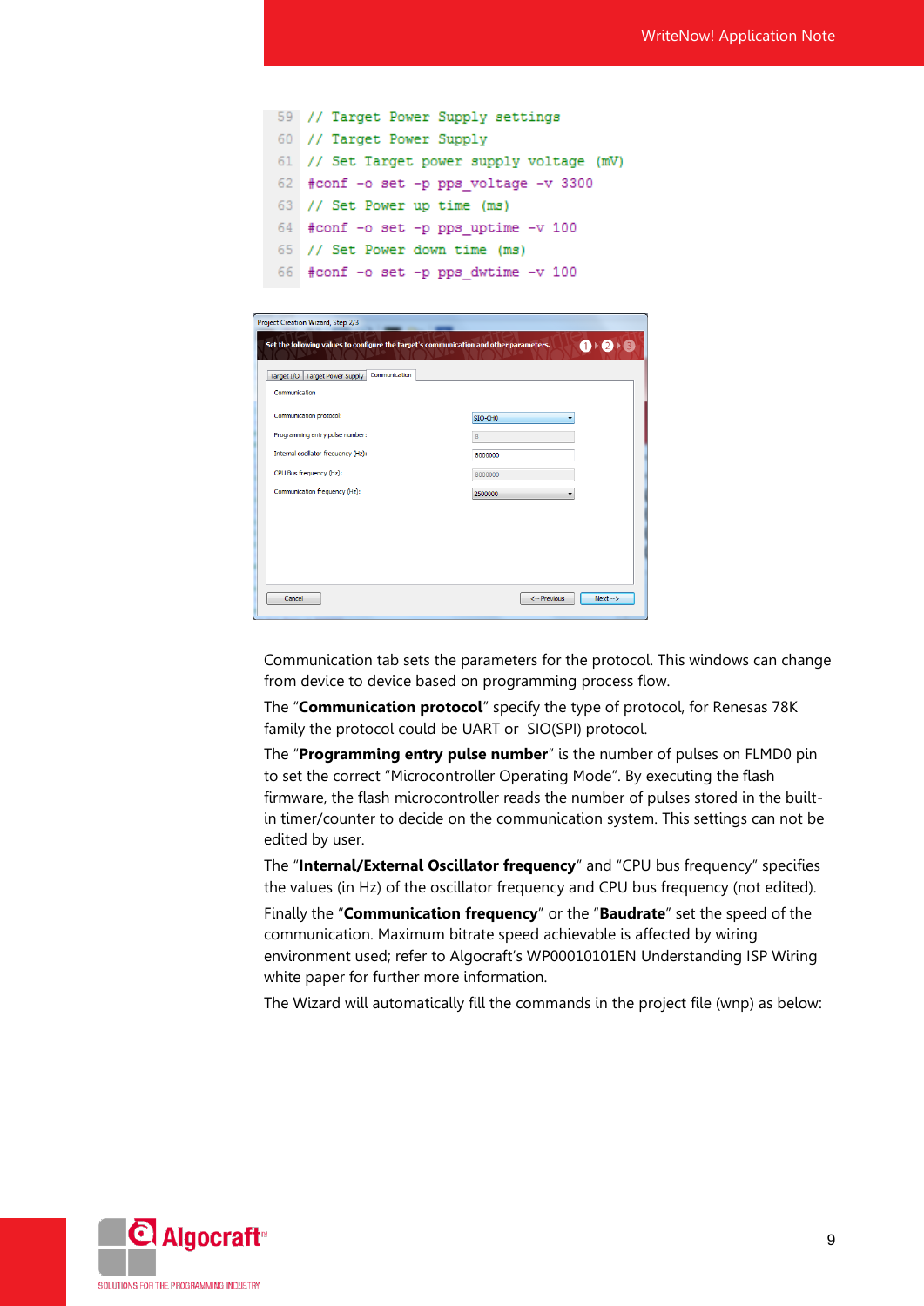```
59  // Target Power Supply settings
60  // Target Power Supply
61  // Set Target power supply voltage (mV)
62  #conf -o set -p pps_voltage -v 3300
63  // Set Power up time (ms)
64  #conf -o set -p pps_uptime -v 100
65  // Set Power down time (ms)
66  #conf -o set -p pps_dwtime -v 100
```

Communication tab sets the parameters for the protocol. This windows can change from device to device based on programming process flow.

The “**Communication protocol**” specify the type of protocol, for Renesas 78K family the protocol could be UART or SIO(SPI) protocol.

The “**Programming entry pulse number**” is the number of pulses on FLMD0 pin to set the correct “Microcontroller Operating Mode”. By executing the flash firmware, the flash microcontroller reads the number of pulses stored in the built-in timer/counter to decide on the communication system. This settings can not be edited by user.

The “**Internal/External Oscillator frequency**” and “CPU bus frequency” specifies the values (in Hz) of the oscillator frequency and CPU bus frequency (not edited).

Finally the “**Communication frequency**” or the “**Baudrate**” set the speed of the communication. Maximum bitrate speed achievable is affected by wiring environment used; refer to Algocraft’s WP00010101EN Understanding ISP Wiring white paper for further more information.

The Wizard will automatically fill the commands in the project file (wnp) as below: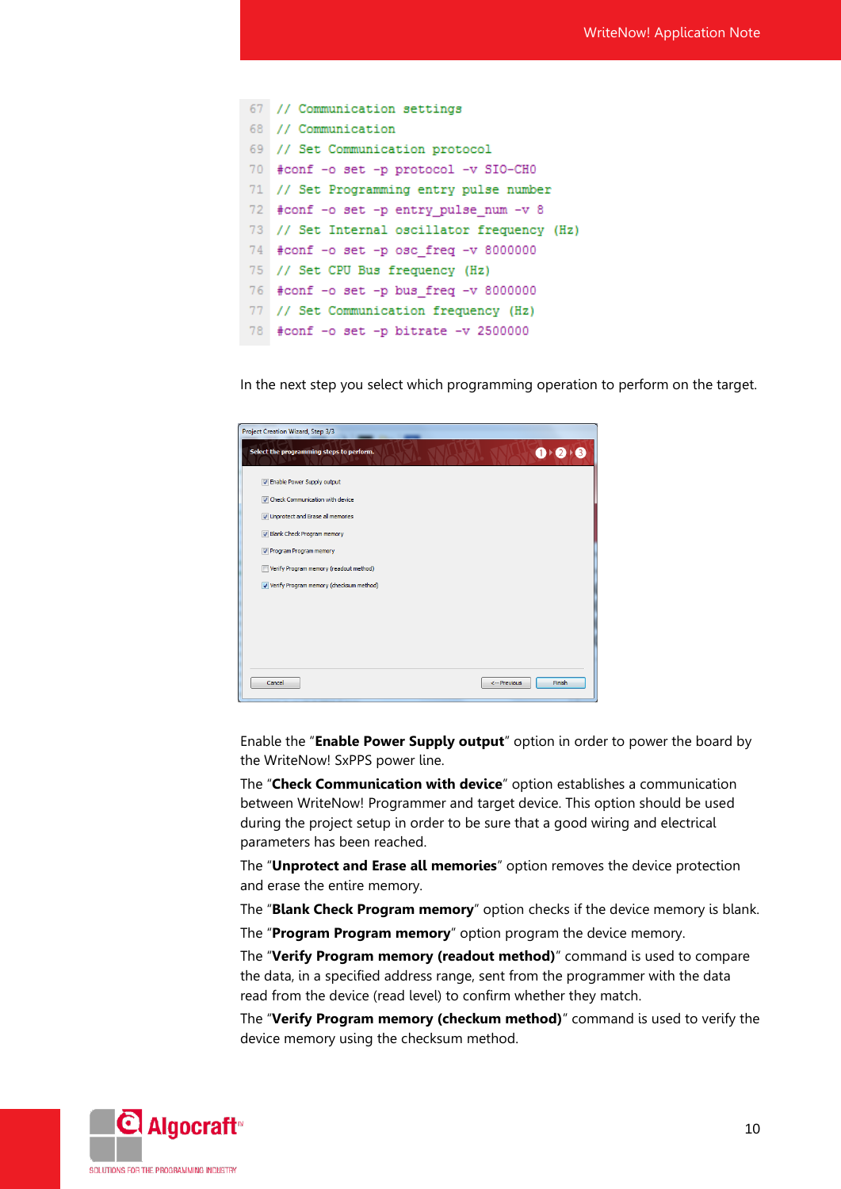```
67  // Communication settings
68  // Communication
69  // Set Communication protocol
70  #conf -o set -p protocol -v SIO-CH0
71  // Set Programming entry pulse number
72  #conf -o set -p entry_pulse_num -v 8
73  // Set Internal oscillator frequency (Hz)
74  #conf -o set -p osc_freq -v 8000000
75  // Set CPU Bus frequency (Hz)
76  #conf -o set -p bus_freq -v 8000000
77  // Set Communication frequency (Hz)
78  #conf -o set -p bitrate -v 2500000
```

In the next step you select which programming operation to perform on the target.

Enable the "**Enable Power Supply output**" option in order to power the board by the WriteNow! SxPPS power line.

The "**Check Communication with device**" option establishes a communication between WriteNow! Programmer and target device. This option should be used during the project setup in order to be sure that a good wiring and electrical parameters has been reached.

The "**Unprotect and Erase all memories**" option removes the device protection and erase the entire memory.

The "**Blank Check Program memory**" option checks if the device memory is blank.

The "**Program Program memory**" option program the device memory.

The "**Verify Program memory (readout method)**" command is used to compare the data, in a specified address range, sent from the programmer with the data read from the device (read level) to confirm whether they match.

The "**Verify Program memory (checkum method)**" command is used to verify the device memory using the checksum method.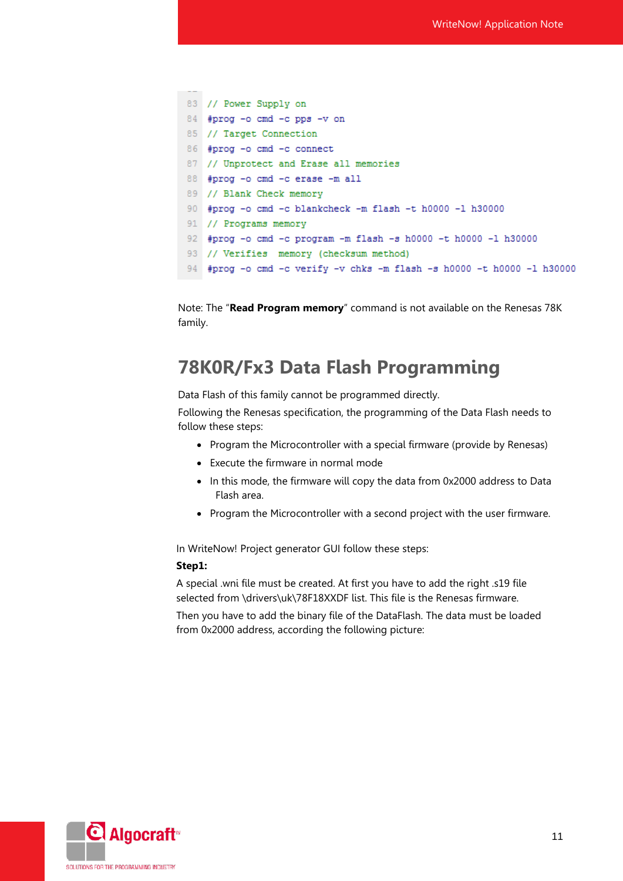```
83  // Power Supply on
84  #prog -o cmd -c pps -v on
85  // Target Connection
86  #prog -o cmd -c connect
87  // Unprotect and Erase all memories
88  #prog -o cmd -c erase -m all
89  // Blank Check memory
90  #prog -o cmd -c blankcheck -m flash -t h0000 -l h30000
91  // Programs memory
92  #prog -o cmd -c program -m flash -s h0000 -t h0000 -l h30000
93  // Verifies  memory (checksum method)
94  #prog -o cmd -c verify -v chks -m flash -s h0000 -t h0000 -l h30000
```

Note: The "**Read Program memory**" command is not available on the Renesas 78K family.

## 78K0R/Fx3 Data Flash Programming

Data Flash of this family cannot be programmed directly.

Following the Renesas specification, the programming of the Data Flash needs to follow these steps:

- Program the Microcontroller with a special firmware (provide by Renesas)
- Execute the firmware in normal mode
- In this mode, the firmware will copy the data from 0x2000 address to Data Flash area.
- Program the Microcontroller with a second project with the user firmware.

In WriteNow! Project generator GUI follow these steps:

**Step1:**

A special .wni file must be created. At first you have to add the right .s19 file selected from \drivers\uk\78F18XXDF list. This file is the Renesas firmware.

Then you have to add the binary file of the DataFlash. The data must be loaded from 0x2000 address, according the following picture: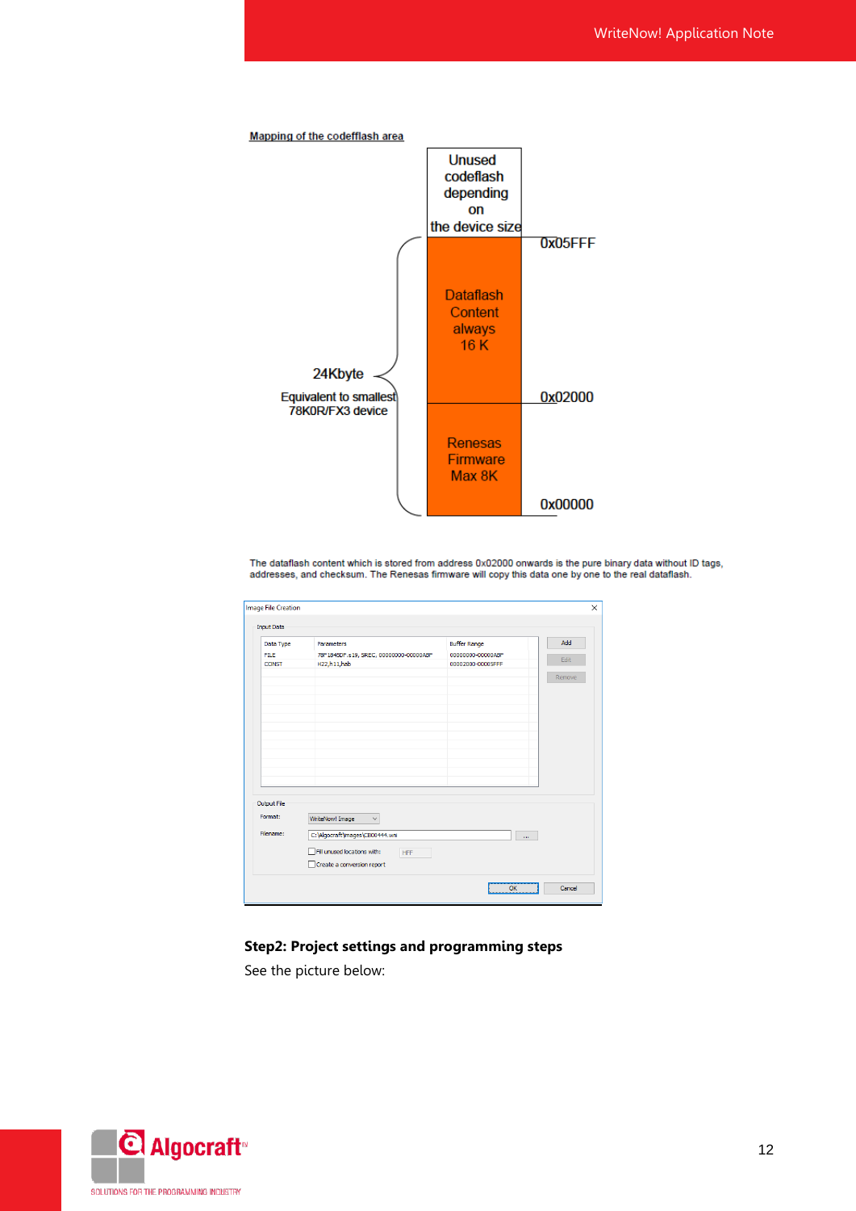Mapping of the codeflash area

| Address | Area |
|---|---|
| | Unused codeflash depending on the device size |
| 0x05FFF – 0x02000 | Dataflash Content always 16 K |
| 0x02000 – 0x00000 | Renesas Firmware Max 8K |

24Kbyte
Equivalent to smallest 78K0R/FX3 device

The dataflash content which is stored from address 0x02000 onwards is the pure binary data without ID tags, addresses, and checksum. The Renesas firmware will copy this data one by one to the real dataflash.

Image File Creation

Input Data

| Data Type | Parameters | Buffer Range |
|---|---|---|
| FILE | 78F1845DF.s19, SREC, 00000000-00000ABF | 00000000-00000ABF |
| CONST | H22,h11,hab | 00002000-00005FFF |

Add | Edit | Remove

Output File

Format: WriteNow! Image

Filename: C:\Algocraft\images\CB00444.wni

Fill unused locations with: HFF

Create a conversion report

OK | Cancel

**Step2: Project settings and programming steps**

See the picture below: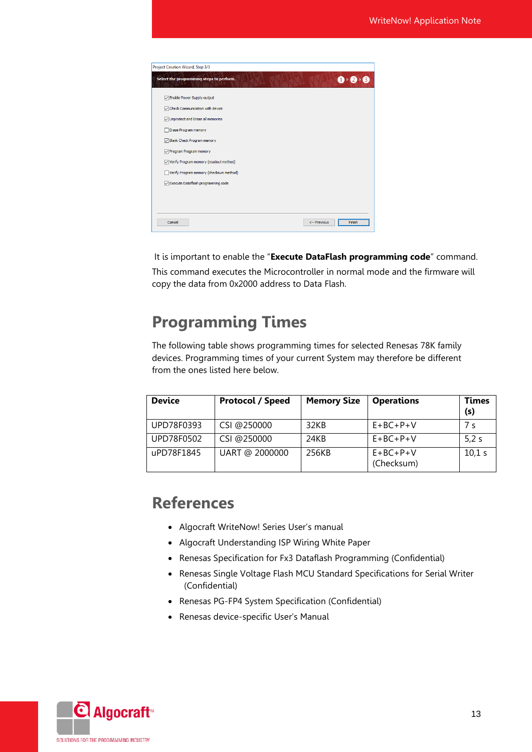It is important to enable the "**Execute DataFlash programming code**" command. This command executes the Microcontroller in normal mode and the firmware will copy the data from 0x2000 address to Data Flash.

## Programming Times

The following table shows programming times for selected Renesas 78K family devices. Programming times of your current System may therefore be different from the ones listed here below.

| Device | Protocol / Speed | Memory Size | Operations | Times (s) |
|---|---|---|---|---|
| UPD78F0393 | CSI @250000 | 32KB | E+BC+P+V | 7 s |
| UPD78F0502 | CSI @250000 | 24KB | E+BC+P+V | 5,2 s |
| uPD78F1845 | UART @ 2000000 | 256KB | E+BC+P+V (Checksum) | 10,1 s |

## References

- Algocraft WriteNow! Series User's manual
- Algocraft Understanding ISP Wiring White Paper
- Renesas Specification for Fx3 Dataflash Programming (Confidential)
- Renesas Single Voltage Flash MCU Standard Specifications for Serial Writer (Confidential)
- Renesas PG-FP4 System Specification (Confidential)
- Renesas device-specific User's Manual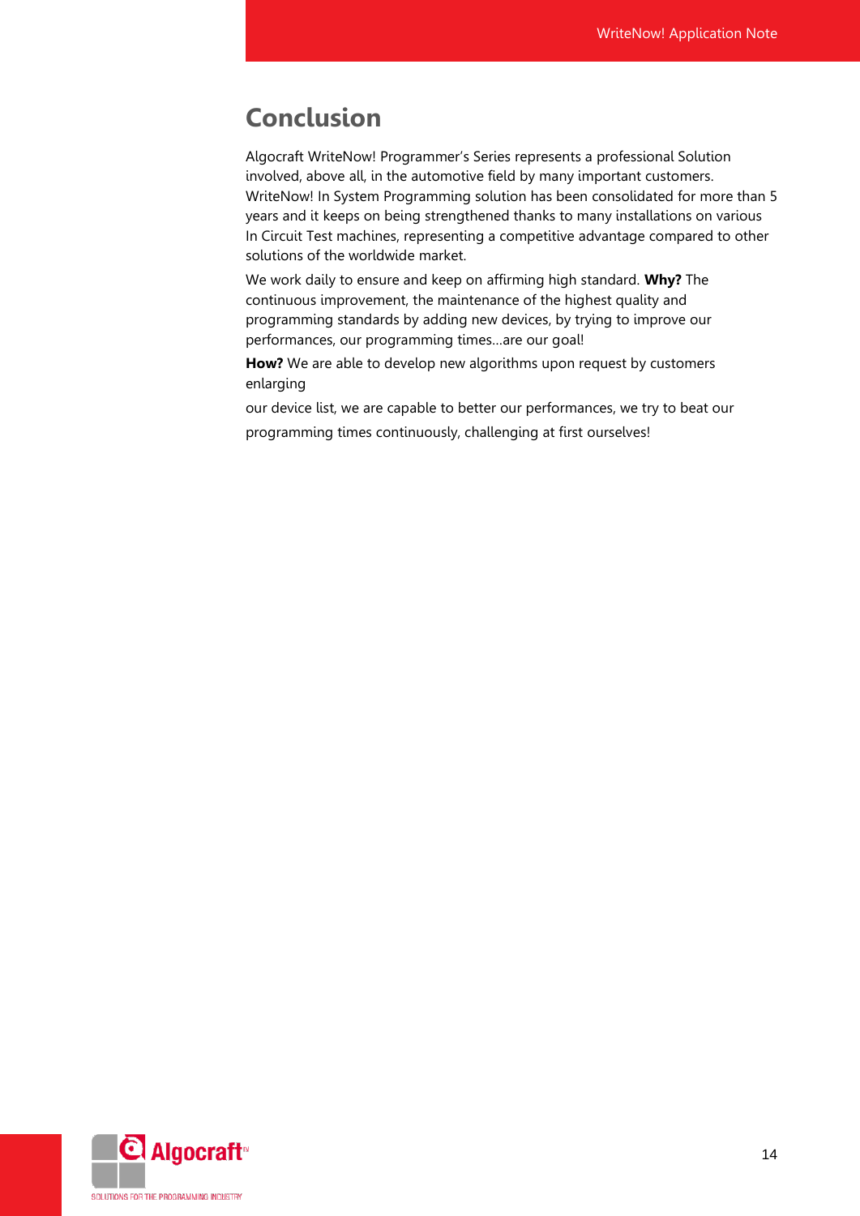# Conclusion

Algocraft WriteNow! Programmer's Series represents a professional Solution involved, above all, in the automotive field by many important customers. WriteNow! In System Programming solution has been consolidated for more than 5 years and it keeps on being strengthened thanks to many installations on various In Circuit Test machines, representing a competitive advantage compared to other solutions of the worldwide market.

We work daily to ensure and keep on affirming high standard. **Why?** The continuous improvement, the maintenance of the highest quality and programming standards by adding new devices, by trying to improve our performances, our programming times...are our goal!

**How?** We are able to develop new algorithms upon request by customers enlarging

our device list, we are capable to better our performances, we try to beat our

programming times continuously, challenging at first ourselves!